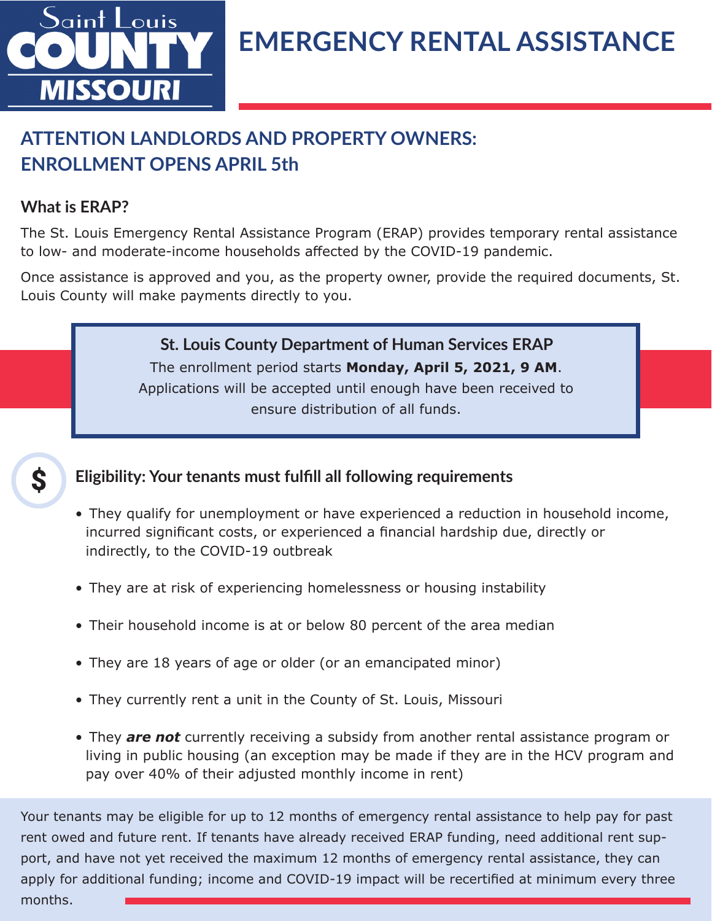Saint Louis COUNTY MISSOURI

# EMERGENCY RENTAL ASSISTANCE

## ATTENTION LANDLORDS AND PROPERTY OWNERS: ENROLLMENT OPENS APRIL 5th

### What is ERAP?

The St. Louis Emergency Rental Assistance Program (ERAP) provides temporary rental assistance to low- and moderate-income households affected by the COVID-19 pandemic.

Once assistance is approved and you, as the property owner, provide the required documents, St. Louis County will make payments directly to you.

**St. Louis County Department of Human Services ERAP**

The enrollment period starts **Monday, April 5, 2021, 9 AM**.
Applications will be accepted until enough have been received to ensure distribution of all funds.

### Eligibility: Your tenants must fulfill all following requirements

- They qualify for unemployment or have experienced a reduction in household income, incurred significant costs, or experienced a financial hardship due, directly or indirectly, to the COVID-19 outbreak
- They are at risk of experiencing homelessness or housing instability
- Their household income is at or below 80 percent of the area median
- They are 18 years of age or older (or an emancipated minor)
- They currently rent a unit in the County of St. Louis, Missouri
- They ***are not*** currently receiving a subsidy from another rental assistance program or living in public housing (an exception may be made if they are in the HCV program and pay over 40% of their adjusted monthly income in rent)

Your tenants may be eligible for up to 12 months of emergency rental assistance to help pay for past rent owed and future rent. If tenants have already received ERAP funding, need additional rent support, and have not yet received the maximum 12 months of emergency rental assistance, they can apply for additional funding; income and COVID-19 impact will be recertified at minimum every three months.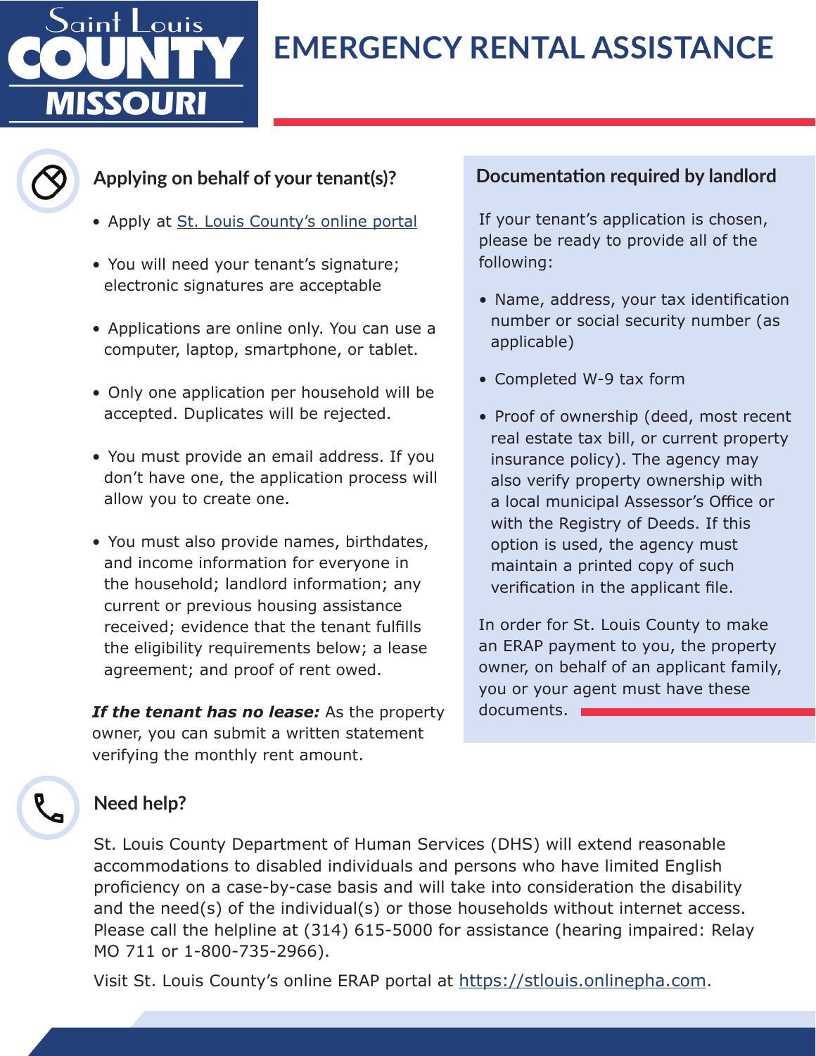# EMERGENCY RENTAL ASSISTANCE

## Applying on behalf of your tenant(s)?

- Apply at [St. Louis County's online portal](https://stlouis.onlinepha.com)
- You will need your tenant's signature; electronic signatures are acceptable
- Applications are online only. You can use a computer, laptop, smartphone, or tablet.
- Only one application per household will be accepted. Duplicates will be rejected.
- You must provide an email address. If you don't have one, the application process will allow you to create one.
- You must also provide names, birthdates, and income information for everyone in the household; landlord information; any current or previous housing assistance received; evidence that the tenant fulfills the eligibility requirements below; a lease agreement; and proof of rent owed.

***If the tenant has no lease:*** As the property owner, you can submit a written statement verifying the monthly rent amount.

## Documentation required by landlord

If your tenant's application is chosen, please be ready to provide all of the following:

- Name, address, your tax identification number or social security number (as applicable)
- Completed W-9 tax form
- Proof of ownership (deed, most recent real estate tax bill, or current property insurance policy). The agency may also verify property ownership with a local municipal Assessor's Office or with the Registry of Deeds. If this option is used, the agency must maintain a printed copy of such verification in the applicant file.

In order for St. Louis County to make an ERAP payment to you, the property owner, on behalf of an applicant family, you or your agent must have these documents.

## Need help?

St. Louis County Department of Human Services (DHS) will extend reasonable accommodations to disabled individuals and persons who have limited English proficiency on a case-by-case basis and will take into consideration the disability and the need(s) of the individual(s) or those households without internet access. Please call the helpline at (314) 615-5000 for assistance (hearing impaired: Relay MO 711 or 1-800-735-2966).

Visit St. Louis County's online ERAP portal at [https://stlouis.onlinepha.com](https://stlouis.onlinepha.com).